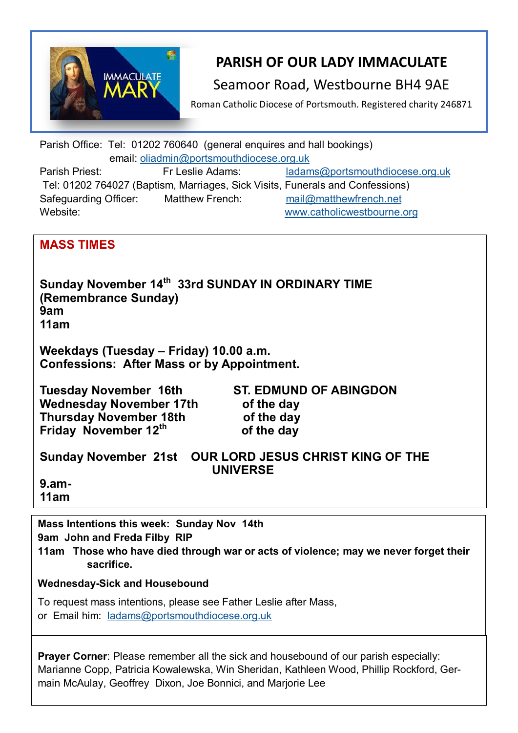# PARISH OF OUR LADY IMMACULATE

Seamoor Road, Westbourne BH4 9AE

Roman Catholic Diocese of Portsmouth. Registered charity 246871

Parish Office: Tel: 01202 760640 (general enquires and hall bookings)
email: oliadmin@portsmouthdiocese.org.uk

Parish Priest: Fr Leslie Adams: ladams@portsmouthdiocese.org.uk
Tel: 01202 764027 (Baptism, Marriages, Sick Visits, Funerals and Confessions)

Safeguarding Officer: Matthew French: mail@matthewfrench.net

Website: www.catholicwestbourne.org

## MASS TIMES

**Sunday November 14th 33rd SUNDAY IN ORDINARY TIME (Remembrance Sunday)**
**9am**
**11am**

**Weekdays (Tuesday – Friday) 10.00 a.m.**
**Confessions: After Mass or by Appointment.**

| | |
|---|---|
| **Tuesday November 16th** | **ST. EDMUND OF ABINGDON** |
| **Wednesday November 17th** | **of the day** |
| **Thursday November 18th** | **of the day** |
| **Friday November 12th** | **of the day** |

**Sunday November 21st OUR LORD JESUS CHRIST KING OF THE UNIVERSE**
**9.am-**
**11am**

**Mass Intentions this week: Sunday Nov 14th**
**9am John and Freda Filby RIP**
**11am Those who have died through war or acts of violence; may we never forget their sacrifice.**

**Wednesday-Sick and Housebound**

To request mass intentions, please see Father Leslie after Mass,
or Email him: ladams@portsmouthdiocese.org.uk

**Prayer Corner**: Please remember all the sick and housebound of our parish especially: Marianne Copp, Patricia Kowalewska, Win Sheridan, Kathleen Wood, Phillip Rockford, Germain McAulay, Geoffrey Dixon, Joe Bonnici, and Marjorie Lee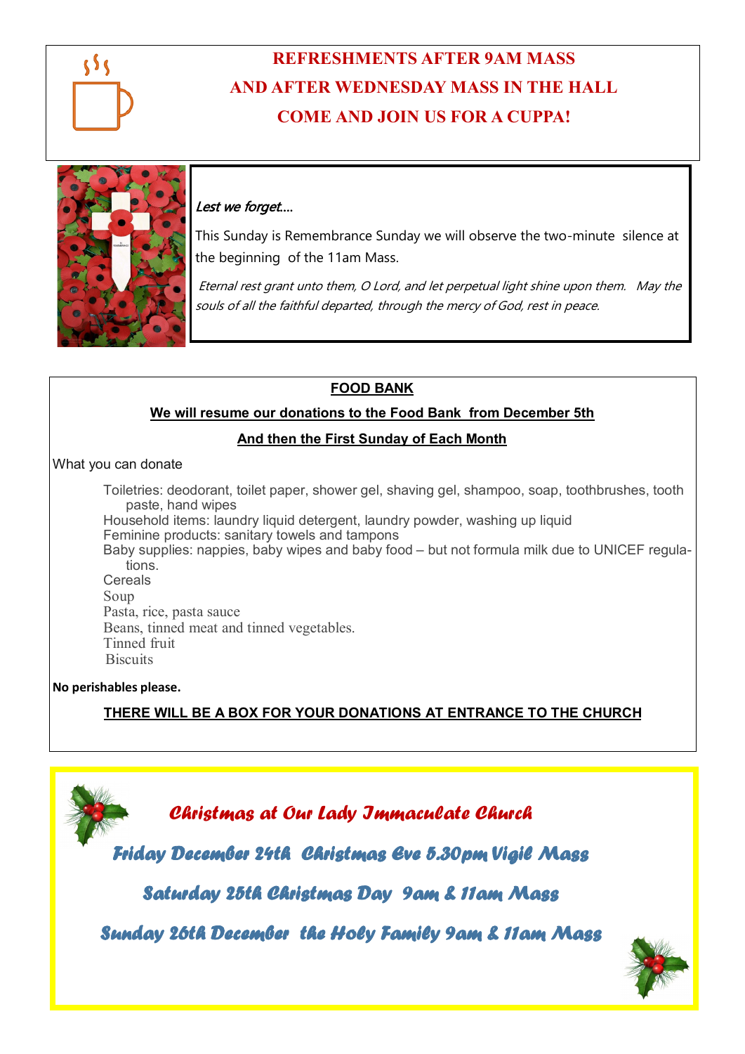## REFRESHMENTS AFTER 9AM MASS
## AND AFTER WEDNESDAY MASS IN THE HALL
## COME AND JOIN US FOR A CUPPA!

*Lest we forget….*

This Sunday is Remembrance Sunday we will observe the two-minute silence at the beginning of the 11am Mass.

*Eternal rest grant unto them, O Lord, and let perpetual light shine upon them. May the souls of all the faithful departed, through the mercy of God, rest in peace.*

## FOOD BANK

**We will resume our donations to the Food Bank from December 5th**

**And then the First Sunday of Each Month**

What you can donate

- Toiletries: deodorant, toilet paper, shower gel, shaving gel, shampoo, soap, toothbrushes, tooth paste, hand wipes
- Household items: laundry liquid detergent, laundry powder, washing up liquid
- Feminine products: sanitary towels and tampons
- Baby supplies: nappies, baby wipes and baby food – but not formula milk due to UNICEF regulations.
- Cereals
- Soup
- Pasta, rice, pasta sauce
- Beans, tinned meat and tinned vegetables.
- Tinned fruit
- Biscuits

**No perishables please.**

**THERE WILL BE A BOX FOR YOUR DONATIONS AT ENTRANCE TO THE CHURCH**

## *Christmas at Our Lady Immaculate Church*

***Friday December 24th Christmas Eve 5.30pm Vigil Mass***

***Saturday 25th Christmas Day 9am & 11am Mass***

***Sunday 26th December the Holy Family 9am & 11am Mass***